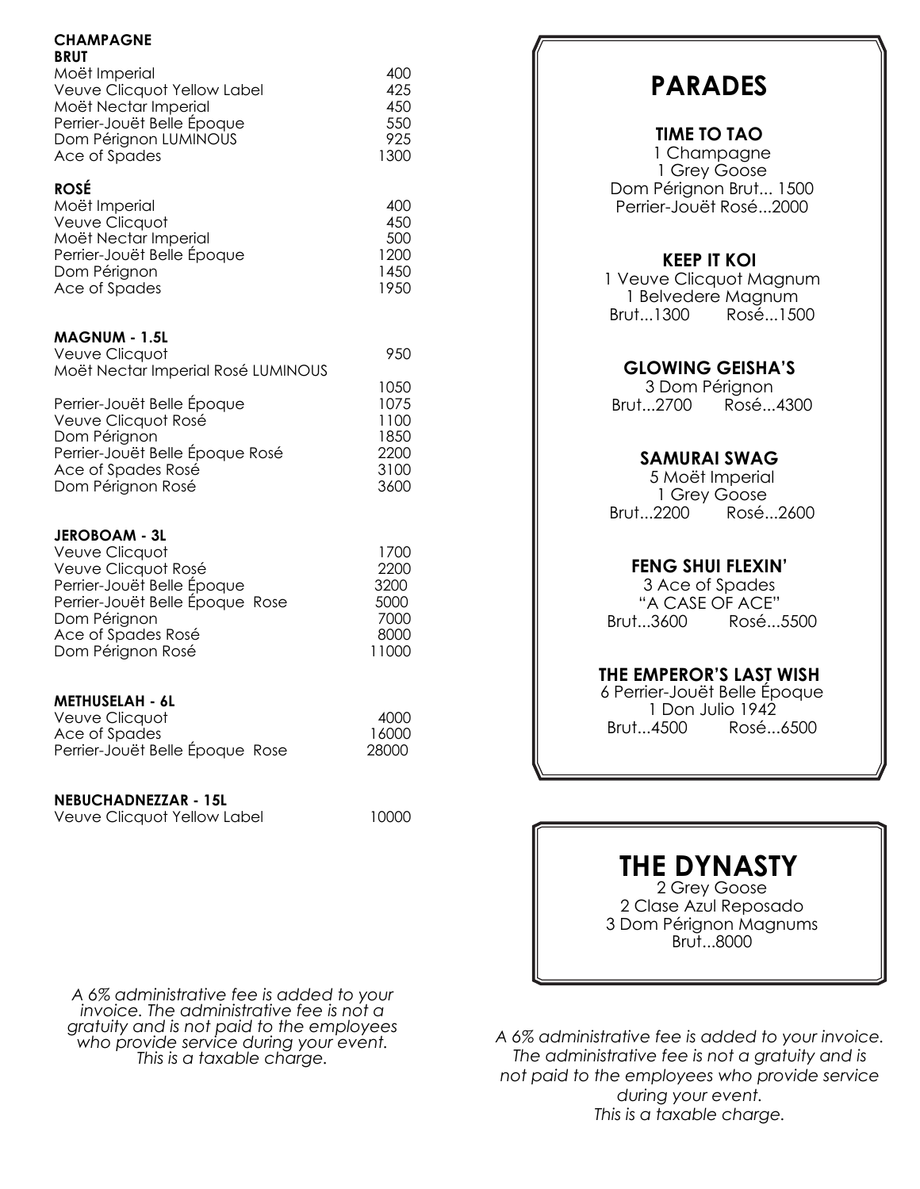## CHAMPAGNE

### BRUT

| | |
|---|---|
| Moët Imperial | 400 |
| Veuve Clicquot Yellow Label | 425 |
| Moët Nectar Imperial | 450 |
| Perrier-Jouët Belle Époque | 550 |
| Dom Pérignon LUMINOUS | 925 |
| Ace of Spades | 1300 |

### ROSÉ

| | |
|---|---|
| Moët Imperial | 400 |
| Veuve Clicquot | 450 |
| Moët Nectar Imperial | 500 |
| Perrier-Jouët Belle Époque | 1200 |
| Dom Pérignon | 1450 |
| Ace of Spades | 1950 |

### MAGNUM - 1.5L

| | |
|---|---|
| Veuve Clicquot | 950 |
| Moët Nectar Imperial Rosé LUMINOUS | 1050 |
| Perrier-Jouët Belle Époque | 1075 |
| Veuve Clicquot Rosé | 1100 |
| Dom Pérignon | 1850 |
| Perrier-Jouët Belle Époque Rosé | 2200 |
| Ace of Spades Rosé | 3100 |
| Dom Pérignon Rosé | 3600 |

### JEROBOAM - 3L

| | |
|---|---|
| Veuve Clicquot | 1700 |
| Veuve Clicquot Rosé | 2200 |
| Perrier-Jouët Belle Époque | 3200 |
| Perrier-Jouët Belle Époque Rose | 5000 |
| Dom Pérignon | 7000 |
| Ace of Spades Rosé | 8000 |
| Dom Pérignon Rosé | 11000 |

### METHUSELAH - 6L

| | |
|---|---|
| Veuve Clicquot | 4000 |
| Ace of Spades | 16000 |
| Perrier-Jouët Belle Époque Rose | 28000 |

### NEBUCHADNEZZAR - 15L

| | |
|---|---|
| Veuve Clicquot Yellow Label | 10000 |

*A 6% administrative fee is added to your invoice. The administrative fee is not a gratuity and is not paid to the employees who provide service during your event. This is a taxable charge.*

# PARADES

### TIME TO TAO

1 Champagne
1 Grey Goose
Dom Pérignon Brut... 1500
Perrier-Jouët Rosé...2000

### KEEP IT KOI

1 Veuve Clicquot Magnum
1 Belvedere Magnum
Brut...1300 Rosé...1500

### GLOWING GEISHA'S

3 Dom Pérignon
Brut...2700 Rosé...4300

### SAMURAI SWAG

5 Moët Imperial
1 Grey Goose
Brut...2200 Rosé...2600

### FENG SHUI FLEXIN'

3 Ace of Spades
"A CASE OF ACE"
Brut...3600 Rosé...5500

### THE EMPEROR'S LAST WISH

6 Perrier-Jouët Belle Époque
1 Don Julio 1942
Brut...4500 Rosé...6500

# THE DYNASTY

2 Grey Goose
2 Clase Azul Reposado
3 Dom Pérignon Magnums
Brut...8000

*A 6% administrative fee is added to your invoice. The administrative fee is not a gratuity and is not paid to the employees who provide service during your event. This is a taxable charge.*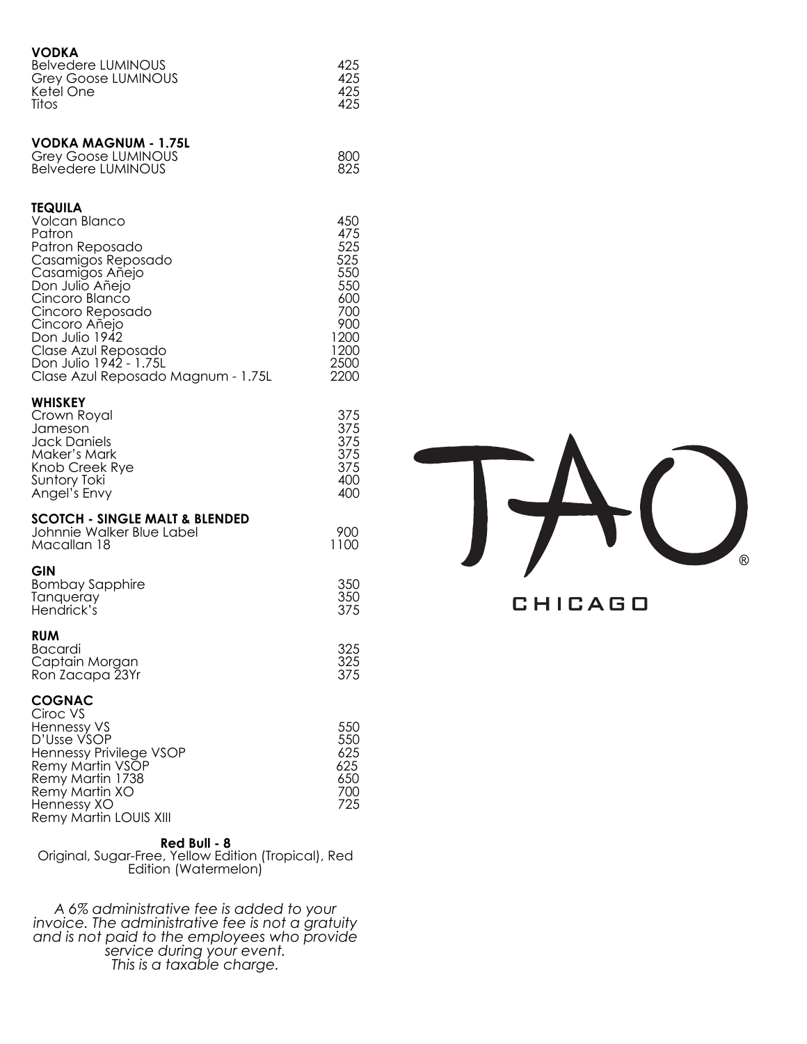## VODKA

| | |
|---|---|
| Belvedere LUMINOUS | 425 |
| Grey Goose LUMINOUS | 425 |
| Ketel One | 425 |
| Titos | 425 |

## VODKA MAGNUM - 1.75L

| | |
|---|---|
| Grey Goose LUMINOUS | 800 |
| Belvedere LUMINOUS | 825 |

## TEQUILA

| | |
|---|---|
| Volcan Blanco | 450 |
| Patron | 475 |
| Patron Reposado | 525 |
| Casamigos Reposado | 525 |
| Casamigos Añejo | 550 |
| Don Julio Añejo | 550 |
| Cincoro Blanco | 600 |
| Cincoro Reposado | 700 |
| Cincoro Añejo | 900 |
| Don Julio 1942 | 1200 |
| Clase Azul Reposado | 1200 |
| Don Julio 1942 - 1.75L | 2500 |
| Clase Azul Reposado Magnum - 1.75L | 2200 |

## WHISKEY

| | |
|---|---|
| Crown Royal | 375 |
| Jameson | 375 |
| Jack Daniels | 375 |
| Maker's Mark | 375 |
| Knob Creek Rye | 375 |
| Suntory Toki | 400 |
| Angel's Envy | 400 |

## SCOTCH - SINGLE MALT & BLENDED

| | |
|---|---|
| Johnnie Walker Blue Label | 900 |
| Macallan 18 | 1100 |

## GIN

| | |
|---|---|
| Bombay Sapphire | 350 |
| Tanqueray | 350 |
| Hendrick's | 375 |

## RUM

| | |
|---|---|
| Bacardi | 325 |
| Captain Morgan | 325 |
| Ron Zacapa 23Yr | 375 |

## COGNAC

| | |
|---|---|
| Ciroc VS | |
| Hennessy VS | 550 |
| D'Usse VSOP | 550 |
| Hennessy Privilege VSOP | 625 |
| Remy Martin VSOP | 625 |
| Remy Martin 1738 | 650 |
| Remy Martin XO | 700 |
| Hennessy XO | 725 |
| Remy Martin LOUIS XIII | |

**Red Bull - 8**

Original, Sugar-Free, Yellow Edition (Tropical), Red Edition (Watermelon)

*A 6% administrative fee is added to your invoice. The administrative fee is not a gratuity and is not paid to the employees who provide service during your event. This is a taxable charge.*

TAO®

CHICAGO